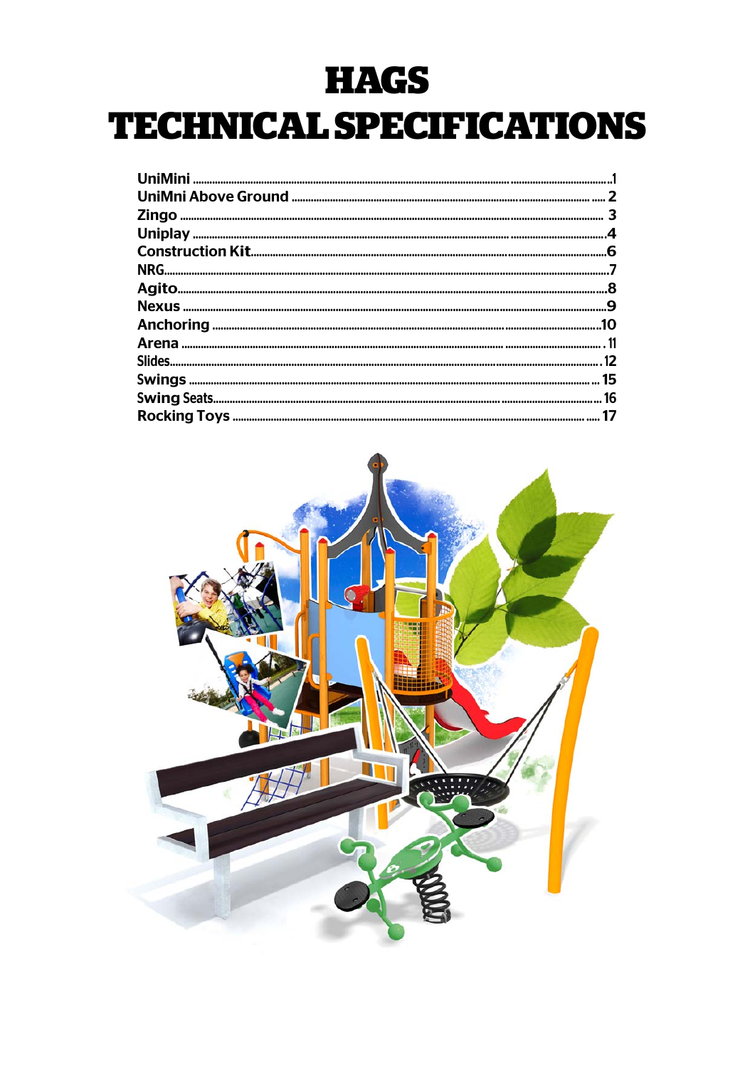# HAGS TECHNICAL SPECIFICATIONS

UniMini ........................................................................................................................1
UniMni Above Ground .................................................................................................... 2
Zingo ............................................................................................................................ 3
Uniplay .........................................................................................................................4
Construction Kit..............................................................................................................6
NRG..............................................................................................................................7
Agito.............................................................................................................................8
Nexus ...........................................................................................................................9
Anchoring ....................................................................................................................10
Arena ...........................................................................................................................11
Slides...........................................................................................................................12
Swings .........................................................................................................................15
Swing Seats..................................................................................................................16
Rocking Toys ................................................................................................................17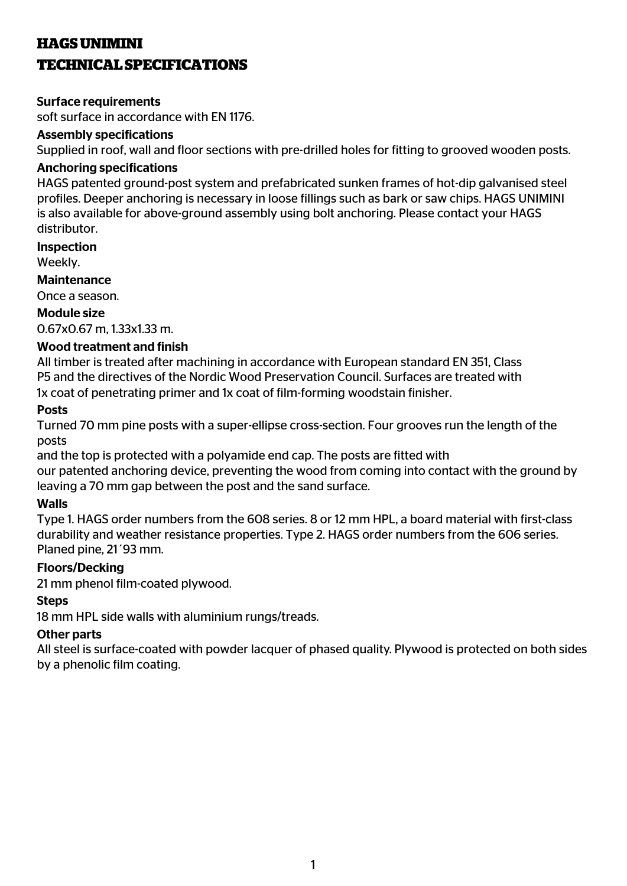# HAGS UNIMINI
# TECHNICAL SPECIFICATIONS

**Surface requirements**
soft surface in accordance with EN 1176.

**Assembly specifications**
Supplied in roof, wall and floor sections with pre-drilled holes for fitting to grooved wooden posts.

**Anchoring specifications**
HAGS patented ground-post system and prefabricated sunken frames of hot-dip galvanised steel profiles. Deeper anchoring is necessary in loose fillings such as bark or saw chips. HAGS UNIMINI is also available for above-ground assembly using bolt anchoring. Please contact your HAGS distributor.

**Inspection**
Weekly.

**Maintenance**
Once a season.

**Module size**
0.67x0.67 m, 1.33x1.33 m.

**Wood treatment and finish**
All timber is treated after machining in accordance with European standard EN 351, Class P5 and the directives of the Nordic Wood Preservation Council. Surfaces are treated with 1x coat of penetrating primer and 1x coat of film-forming woodstain finisher.

**Posts**
Turned 70 mm pine posts with a super-ellipse cross-section. Four grooves run the length of the posts
and the top is protected with a polyamide end cap. The posts are fitted with
our patented anchoring device, preventing the wood from coming into contact with the ground by leaving a 70 mm gap between the post and the sand surface.

**Walls**
Type 1. HAGS order numbers from the 608 series. 8 or 12 mm HPL, a board material with first-class durability and weather resistance properties. Type 2. HAGS order numbers from the 606 series. Planed pine, 21´93 mm.

**Floors/Decking**
21 mm phenol film-coated plywood.

**Steps**
18 mm HPL side walls with aluminium rungs/treads.

**Other parts**
All steel is surface-coated with powder lacquer of phased quality. Plywood is protected on both sides by a phenolic film coating.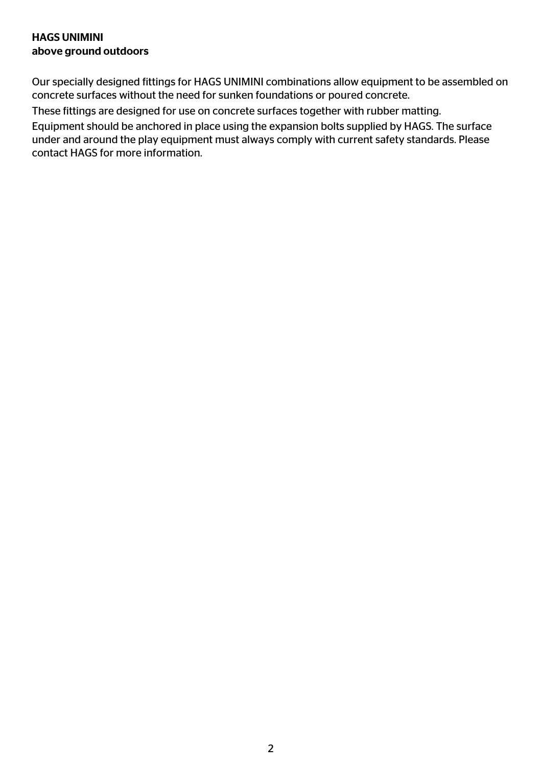**HAGS UNIMINI**
**above ground outdoors**

Our specially designed fittings for HAGS UNIMINI combinations allow equipment to be assembled on concrete surfaces without the need for sunken foundations or poured concrete.

These fittings are designed for use on concrete surfaces together with rubber matting.

Equipment should be anchored in place using the expansion bolts supplied by HAGS. The surface under and around the play equipment must always comply with current safety standards. Please contact HAGS for more information.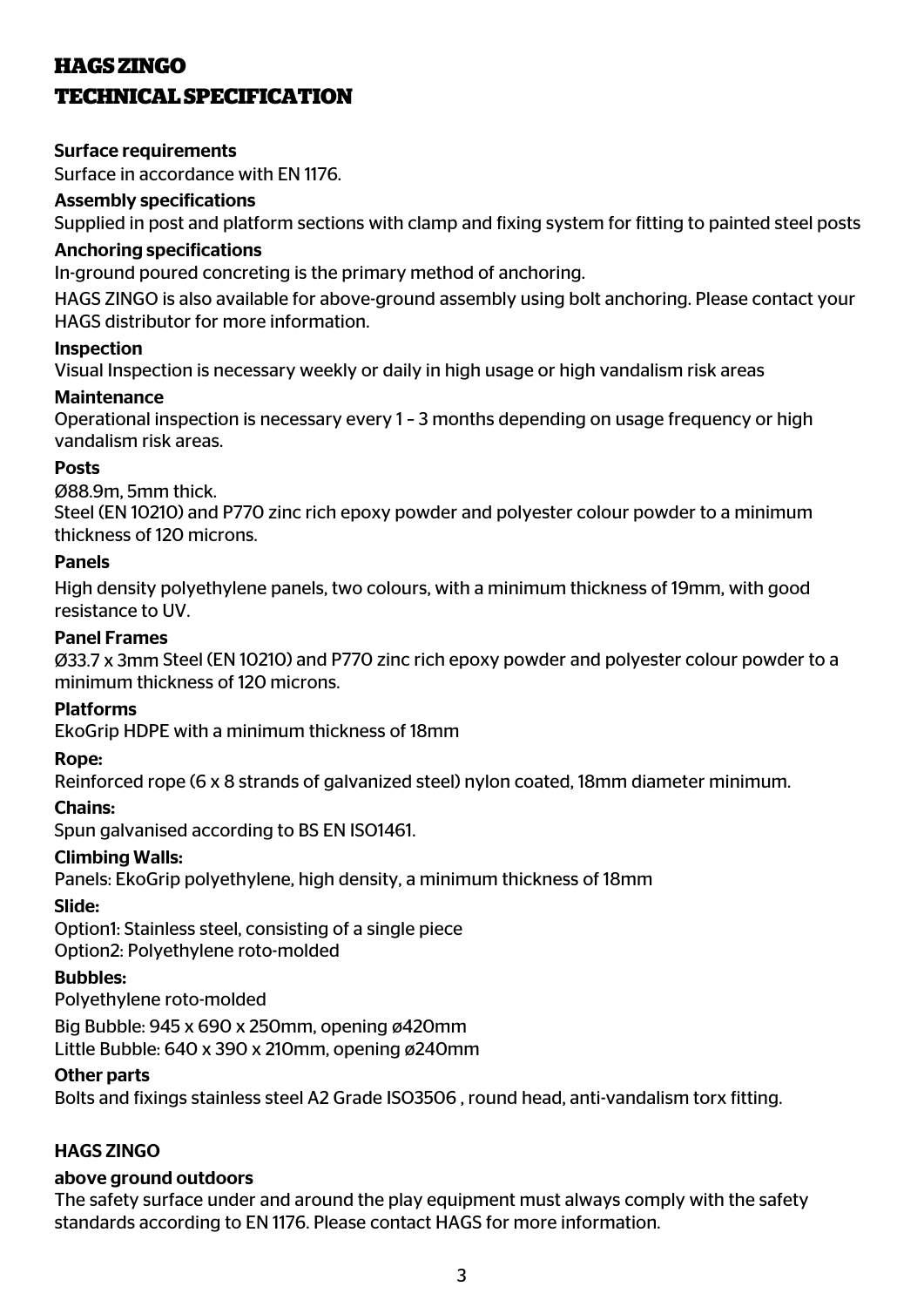# HAGS ZINGO
# TECHNICAL SPECIFICATION

**Surface requirements**

Surface in accordance with EN 1176.

**Assembly specifications**

Supplied in post and platform sections with clamp and fixing system for fitting to painted steel posts

**Anchoring specifications**

In-ground poured concreting is the primary method of anchoring.

HAGS ZINGO is also available for above-ground assembly using bolt anchoring. Please contact your HAGS distributor for more information.

**Inspection**

Visual Inspection is necessary weekly or daily in high usage or high vandalism risk areas

**Maintenance**

Operational inspection is necessary every 1 – 3 months depending on usage frequency or high vandalism risk areas.

**Posts**

Ø88.9m, 5mm thick.
Steel (EN 10210) and P770 zinc rich epoxy powder and polyester colour powder to a minimum thickness of 120 microns.

**Panels**

High density polyethylene panels, two colours, with a minimum thickness of 19mm, with good resistance to UV.

**Panel Frames**

Ø33.7 x 3mm Steel (EN 10210) and P770 zinc rich epoxy powder and polyester colour powder to a minimum thickness of 120 microns.

**Platforms**

EkoGrip HDPE with a minimum thickness of 18mm

**Rope:**

Reinforced rope (6 x 8 strands of galvanized steel) nylon coated, 18mm diameter minimum.

**Chains:**

Spun galvanised according to BS EN ISO1461.

**Climbing Walls:**

Panels: EkoGrip polyethylene, high density, a minimum thickness of 18mm

**Slide:**

Option1: Stainless steel, consisting of a single piece
Option2: Polyethylene roto-molded

**Bubbles:**

Polyethylene roto-molded

Big Bubble: 945 x 690 x 250mm, opening ø420mm
Little Bubble: 640 x 390 x 210mm, opening ø240mm

**Other parts**

Bolts and fixings stainless steel A2 Grade ISO3506 , round head, anti-vandalism torx fitting.

**HAGS ZINGO**

**above ground outdoors**

The safety surface under and around the play equipment must always comply with the safety standards according to EN 1176. Please contact HAGS for more information.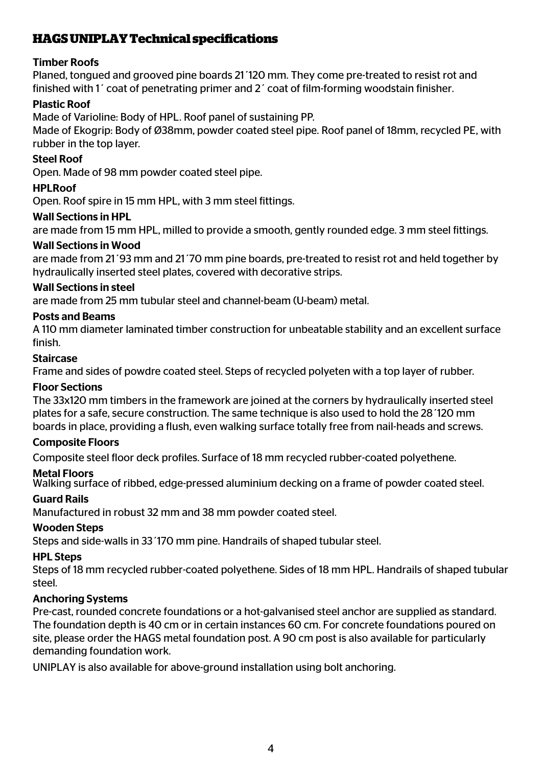# HAGS UNIPLAY Technical specifications

**Timber Roofs**

Planed, tongued and grooved pine boards 21´120 mm. They come pre-treated to resist rot and finished with 1´ coat of penetrating primer and 2´ coat of film-forming woodstain finisher.

**Plastic Roof**

Made of Varioline: Body of HPL. Roof panel of sustaining PP.

Made of Ekogrip: Body of Ø38mm, powder coated steel pipe. Roof panel of 18mm, recycled PE, with rubber in the top layer.

**Steel Roof**

Open. Made of 98 mm powder coated steel pipe.

**HPLRoof**

Open. Roof spire in 15 mm HPL, with 3 mm steel fittings.

**Wall Sections in HPL**

are made from 15 mm HPL, milled to provide a smooth, gently rounded edge. 3 mm steel fittings.

**Wall Sections in Wood**

are made from 21´93 mm and 21´70 mm pine boards, pre-treated to resist rot and held together by hydraulically inserted steel plates, covered with decorative strips.

**Wall Sections in steel**

are made from 25 mm tubular steel and channel-beam (U-beam) metal.

**Posts and Beams**

A 110 mm diameter laminated timber construction for unbeatable stability and an excellent surface finish.

**Staircase**

Frame and sides of powdre coated steel. Steps of recycled polyeten with a top layer of rubber.

**Floor Sections**

The 33x120 mm timbers in the framework are joined at the corners by hydraulically inserted steel plates for a safe, secure construction. The same technique is also used to hold the 28´120 mm boards in place, providing a flush, even walking surface totally free from nail-heads and screws.

**Composite Floors**

Composite steel floor deck profiles. Surface of 18 mm recycled rubber-coated polyethene.

**Metal Floors**

Walking surface of ribbed, edge-pressed aluminium decking on a frame of powder coated steel.

**Guard Rails**

Manufactured in robust 32 mm and 38 mm powder coated steel.

**Wooden Steps**

Steps and side-walls in 33´170 mm pine. Handrails of shaped tubular steel.

**HPL Steps**

Steps of 18 mm recycled rubber-coated polyethene. Sides of 18 mm HPL. Handrails of shaped tubular steel.

**Anchoring Systems**

Pre-cast, rounded concrete foundations or a hot-galvanised steel anchor are supplied as standard. The foundation depth is 40 cm or in certain instances 60 cm. For concrete foundations poured on site, please order the HAGS metal foundation post. A 90 cm post is also available for particularly demanding foundation work.

UNIPLAY is also available for above-ground installation using bolt anchoring.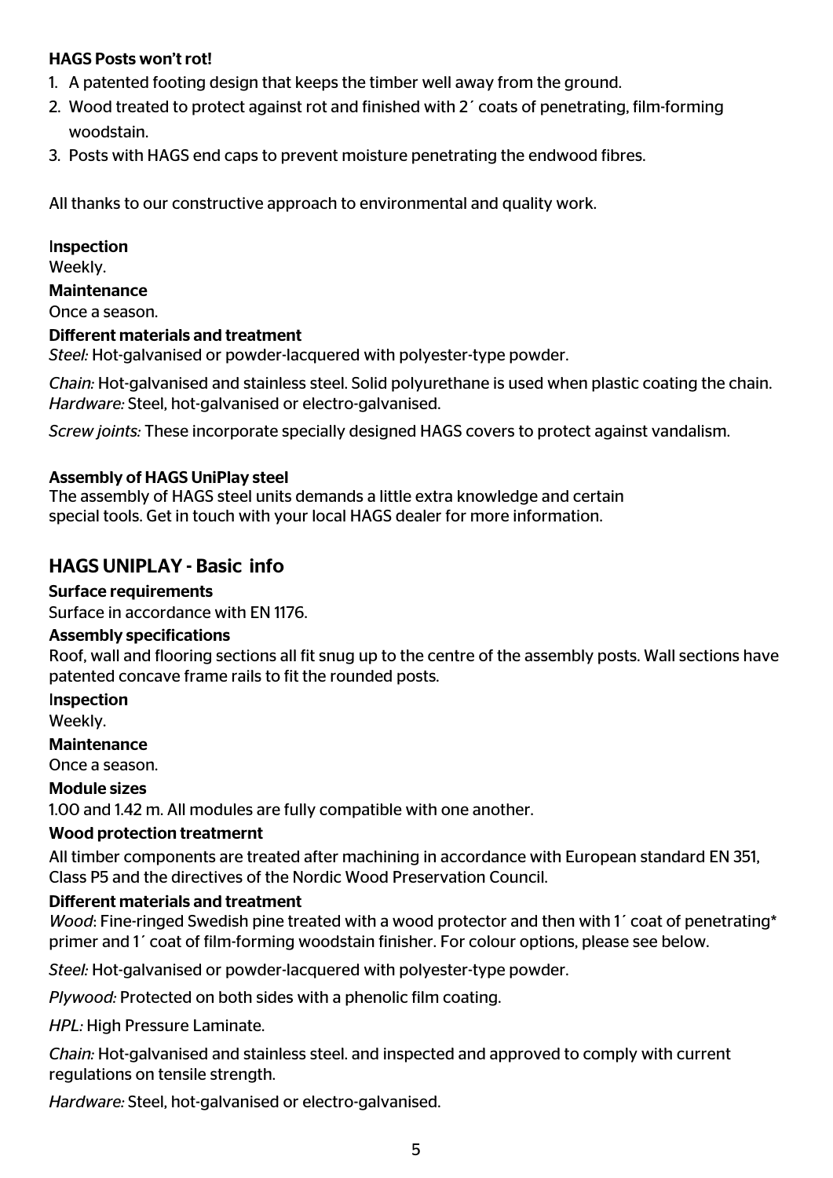**HAGS Posts won't rot!**

1. A patented footing design that keeps the timber well away from the ground.
2. Wood treated to protect against rot and finished with 2´ coats of penetrating, film-forming woodstain.
3. Posts with HAGS end caps to prevent moisture penetrating the endwood fibres.

All thanks to our constructive approach to environmental and quality work.

**Inspection**
Weekly.

**Maintenance**
Once a season.

**Different materials and treatment**
*Steel:* Hot-galvanised or powder-lacquered with polyester-type powder.

*Chain:* Hot-galvanised and stainless steel. Solid polyurethane is used when plastic coating the chain.
*Hardware:* Steel, hot-galvanised or electro-galvanised.

*Screw joints:* These incorporate specially designed HAGS covers to protect against vandalism.

**Assembly of HAGS UniPlay steel**
The assembly of HAGS steel units demands a little extra knowledge and certain special tools. Get in touch with your local HAGS dealer for more information.

## HAGS UNIPLAY - Basic info

**Surface requirements**
Surface in accordance with EN 1176.

**Assembly specifications**
Roof, wall and flooring sections all fit snug up to the centre of the assembly posts. Wall sections have patented concave frame rails to fit the rounded posts.

**Inspection**
Weekly.

**Maintenance**
Once a season.

**Module sizes**
1.00 and 1.42 m. All modules are fully compatible with one another.

**Wood protection treatmernt**
All timber components are treated after machining in accordance with European standard EN 351, Class P5 and the directives of the Nordic Wood Preservation Council.

**Different materials and treatment**
*Wood*: Fine-ringed Swedish pine treated with a wood protector and then with 1´ coat of penetrating* primer and 1´ coat of film-forming woodstain finisher. For colour options, please see below.

*Steel:* Hot-galvanised or powder-lacquered with polyester-type powder.

*Plywood:* Protected on both sides with a phenolic film coating.

*HPL:* High Pressure Laminate.

*Chain:* Hot-galvanised and stainless steel. and inspected and approved to comply with current regulations on tensile strength.

*Hardware:* Steel, hot-galvanised or electro-galvanised.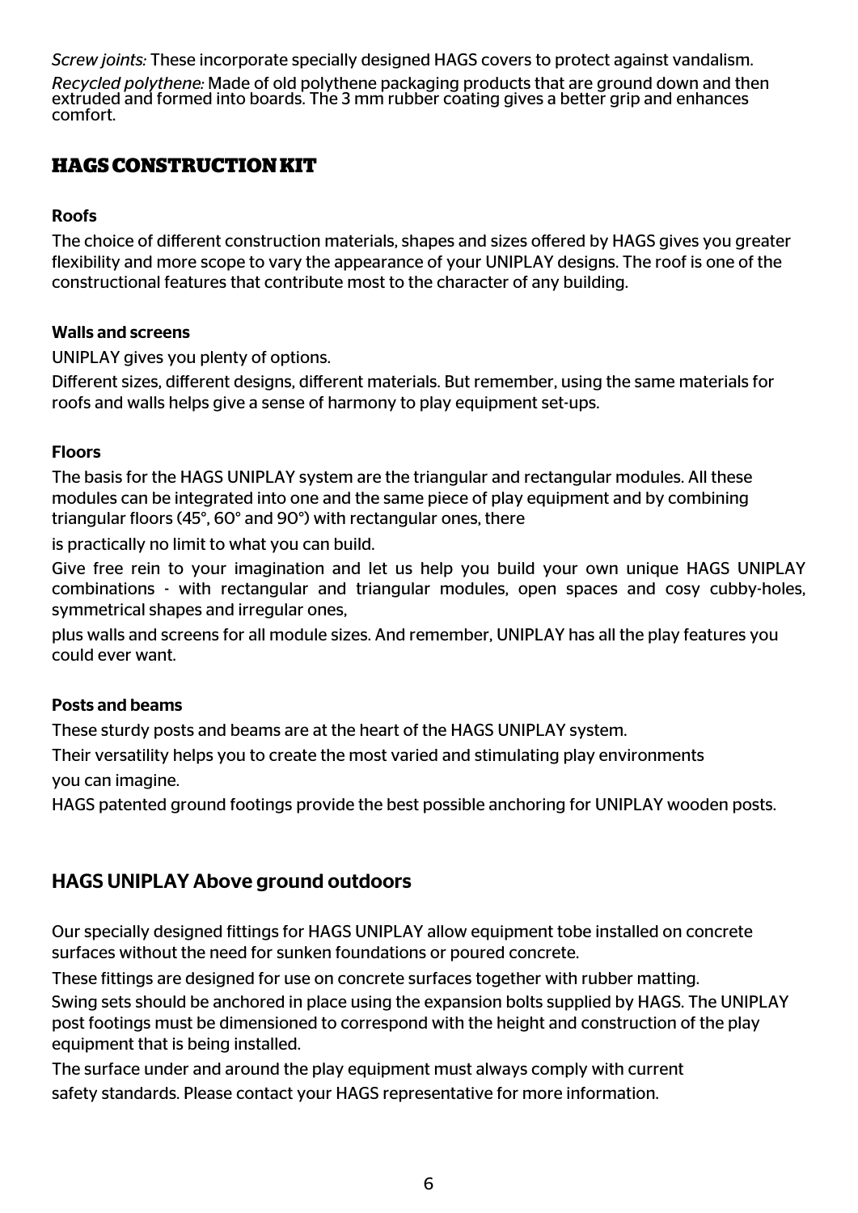*Screw joints:* These incorporate specially designed HAGS covers to protect against vandalism.

*Recycled polythene:* Made of old polythene packaging products that are ground down and then extruded and formed into boards. The 3 mm rubber coating gives a better grip and enhances comfort.

## HAGS CONSTRUCTION KIT

### Roofs

The choice of different construction materials, shapes and sizes offered by HAGS gives you greater flexibility and more scope to vary the appearance of your UNIPLAY designs. The roof is one of the constructional features that contribute most to the character of any building.

### Walls and screens

UNIPLAY gives you plenty of options.

Different sizes, different designs, different materials. But remember, using the same materials for roofs and walls helps give a sense of harmony to play equipment set-ups.

### Floors

The basis for the HAGS UNIPLAY system are the triangular and rectangular modules. All these modules can be integrated into one and the same piece of play equipment and by combining triangular floors (45°, 60° and 90°) with rectangular ones, there

is practically no limit to what you can build.

Give free rein to your imagination and let us help you build your own unique HAGS UNIPLAY combinations - with rectangular and triangular modules, open spaces and cosy cubby-holes, symmetrical shapes and irregular ones,

plus walls and screens for all module sizes. And remember, UNIPLAY has all the play features you could ever want.

### Posts and beams

These sturdy posts and beams are at the heart of the HAGS UNIPLAY system.

Their versatility helps you to create the most varied and stimulating play environments

you can imagine.

HAGS patented ground footings provide the best possible anchoring for UNIPLAY wooden posts.

## HAGS UNIPLAY Above ground outdoors

Our specially designed fittings for HAGS UNIPLAY allow equipment tobe installed on concrete surfaces without the need for sunken foundations or poured concrete.

These fittings are designed for use on concrete surfaces together with rubber matting.

Swing sets should be anchored in place using the expansion bolts supplied by HAGS. The UNIPLAY post footings must be dimensioned to correspond with the height and construction of the play equipment that is being installed.

The surface under and around the play equipment must always comply with current

safety standards. Please contact your HAGS representative for more information.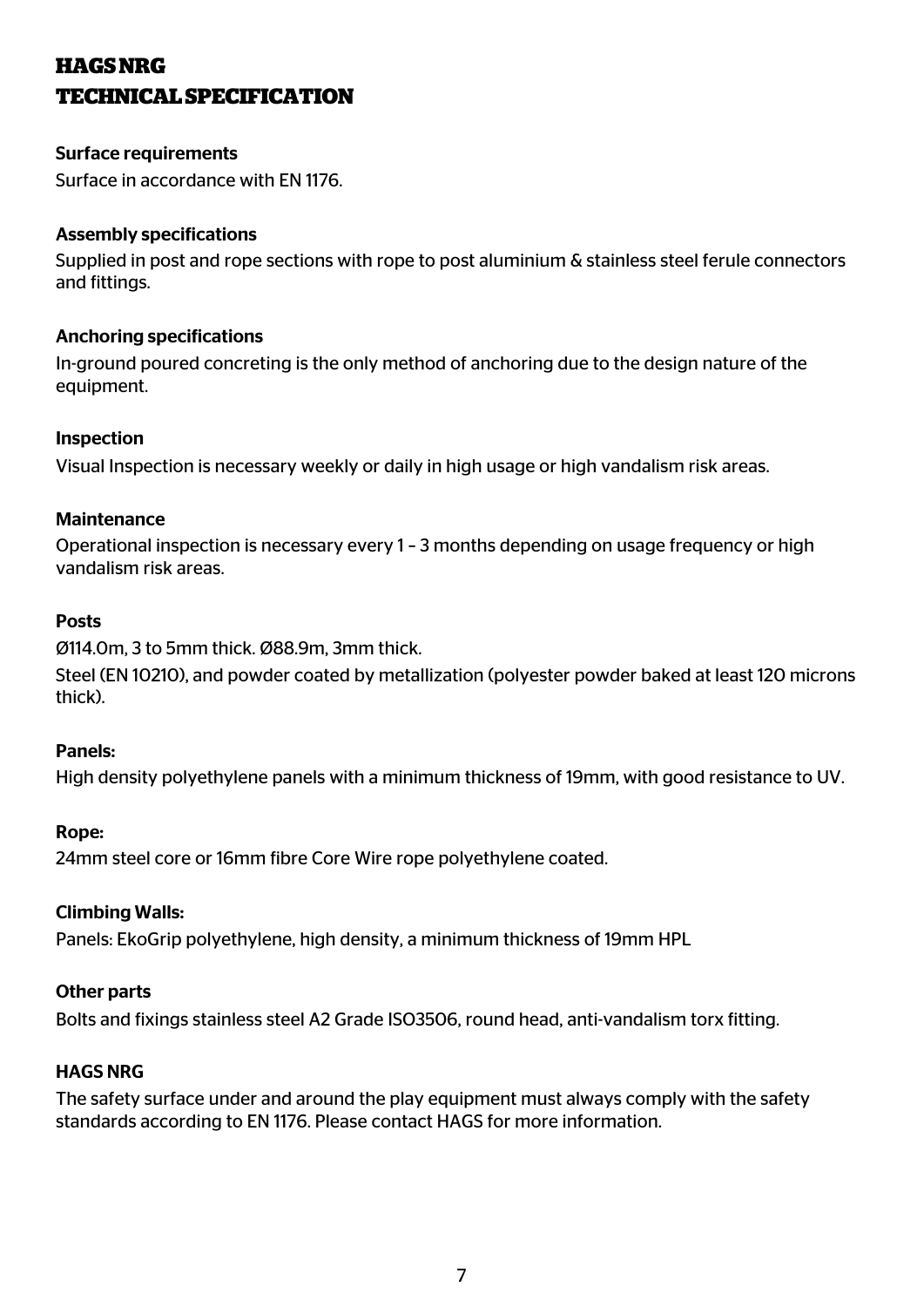# HAGS NRG
# TECHNICAL SPECIFICATION

### Surface requirements

Surface in accordance with EN 1176.

### Assembly specifications

Supplied in post and rope sections with rope to post aluminium & stainless steel ferule connectors and fittings.

### Anchoring specifications

In-ground poured concreting is the only method of anchoring due to the design nature of the equipment.

### Inspection

Visual Inspection is necessary weekly or daily in high usage or high vandalism risk areas.

### Maintenance

Operational inspection is necessary every 1 – 3 months depending on usage frequency or high vandalism risk areas.

### Posts

Ø114.0m, 3 to 5mm thick. Ø88.9m, 3mm thick.

Steel (EN 10210), and powder coated by metallization (polyester powder baked at least 120 microns thick).

### Panels:

High density polyethylene panels with a minimum thickness of 19mm, with good resistance to UV.

### Rope:

24mm steel core or 16mm fibre Core Wire rope polyethylene coated.

### Climbing Walls:

Panels: EkoGrip polyethylene, high density, a minimum thickness of 19mm HPL

### Other parts

Bolts and fixings stainless steel A2 Grade ISO3506, round head, anti-vandalism torx fitting.

### HAGS NRG

The safety surface under and around the play equipment must always comply with the safety standards according to EN 1176. Please contact HAGS for more information.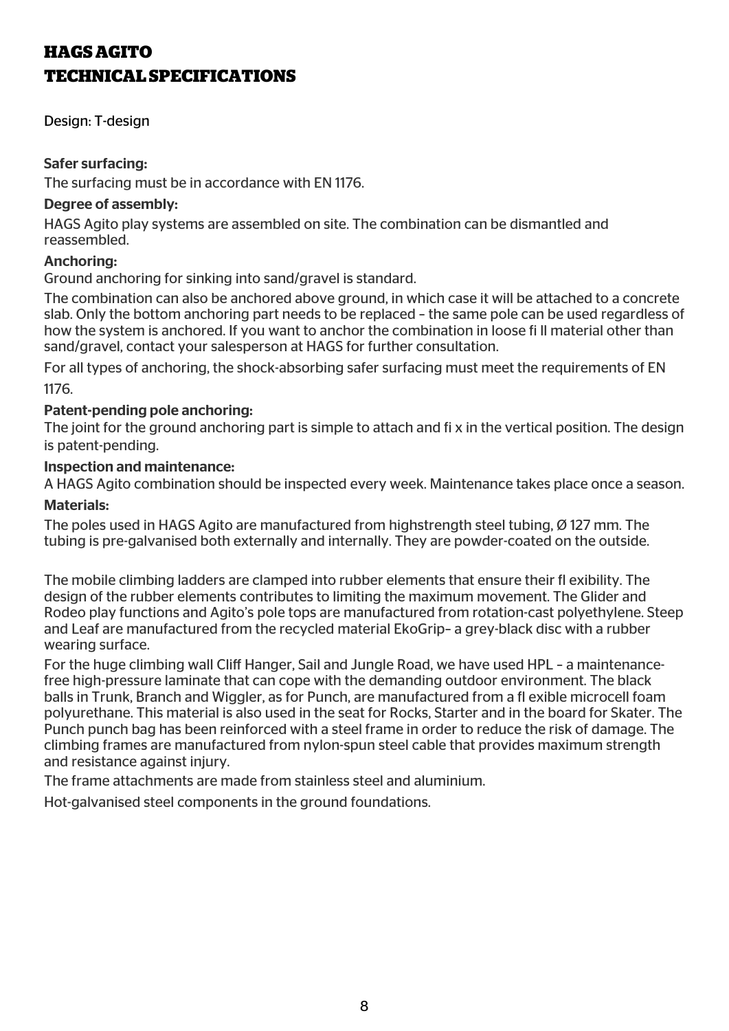# HAGS AGITO
# TECHNICAL SPECIFICATIONS

Design: T-design

**Safer surfacing:**

The surfacing must be in accordance with EN 1176.

**Degree of assembly:**

HAGS Agito play systems are assembled on site. The combination can be dismantled and reassembled.

**Anchoring:**

Ground anchoring for sinking into sand/gravel is standard.

The combination can also be anchored above ground, in which case it will be attached to a concrete slab. Only the bottom anchoring part needs to be replaced – the same pole can be used regardless of how the system is anchored. If you want to anchor the combination in loose fi ll material other than sand/gravel, contact your salesperson at HAGS for further consultation.

For all types of anchoring, the shock-absorbing safer surfacing must meet the requirements of EN 1176.

**Patent-pending pole anchoring:**

The joint for the ground anchoring part is simple to attach and fi x in the vertical position. The design is patent-pending.

**Inspection and maintenance:**

A HAGS Agito combination should be inspected every week. Maintenance takes place once a season.

**Materials:**

The poles used in HAGS Agito are manufactured from highstrength steel tubing, Ø 127 mm. The tubing is pre-galvanised both externally and internally. They are powder-coated on the outside.

The mobile climbing ladders are clamped into rubber elements that ensure their fl exibility. The design of the rubber elements contributes to limiting the maximum movement. The Glider and Rodeo play functions and Agito's pole tops are manufactured from rotation-cast polyethylene. Steep and Leaf are manufactured from the recycled material EkoGrip– a grey-black disc with a rubber wearing surface.

For the huge climbing wall Cliff Hanger, Sail and Jungle Road, we have used HPL – a maintenance-free high-pressure laminate that can cope with the demanding outdoor environment. The black balls in Trunk, Branch and Wiggler, as for Punch, are manufactured from a fl exible microcell foam polyurethane. This material is also used in the seat for Rocks, Starter and in the board for Skater. The Punch punch bag has been reinforced with a steel frame in order to reduce the risk of damage. The climbing frames are manufactured from nylon-spun steel cable that provides maximum strength and resistance against injury.

The frame attachments are made from stainless steel and aluminium.

Hot-galvanised steel components in the ground foundations.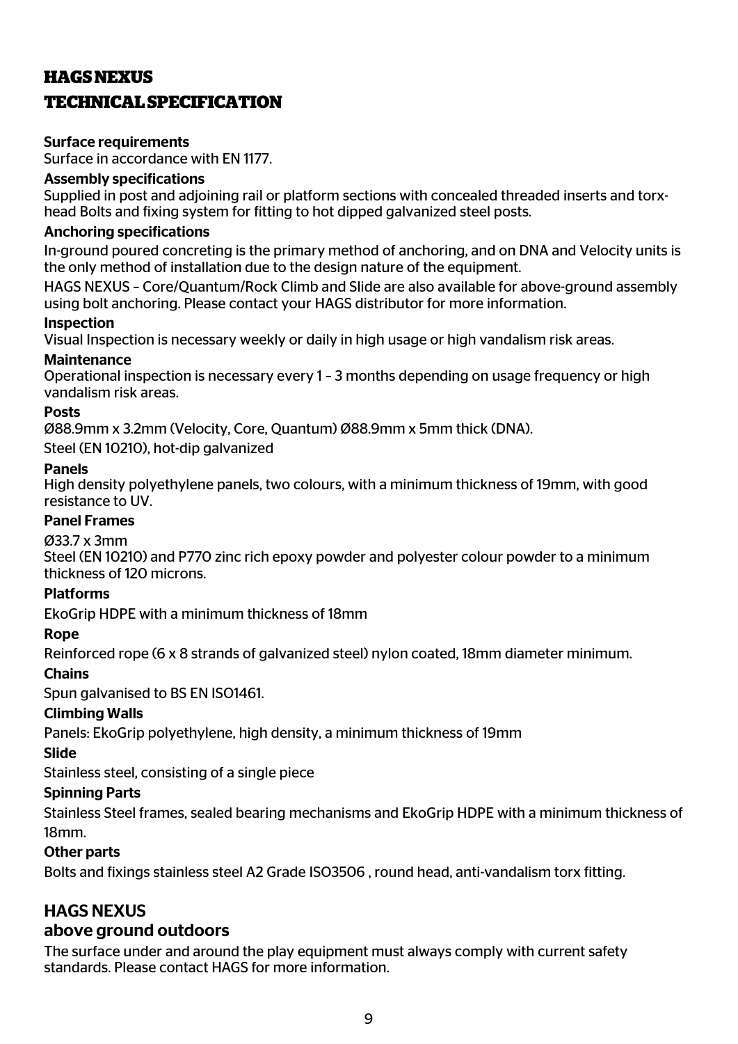# HAGS NEXUS

# TECHNICAL SPECIFICATION

**Surface requirements**

Surface in accordance with EN 1177.

**Assembly specifications**

Supplied in post and adjoining rail or platform sections with concealed threaded inserts and torx-head Bolts and fixing system for fitting to hot dipped galvanized steel posts.

**Anchoring specifications**

In-ground poured concreting is the primary method of anchoring, and on DNA and Velocity units is the only method of installation due to the design nature of the equipment.

HAGS NEXUS – Core/Quantum/Rock Climb and Slide are also available for above-ground assembly using bolt anchoring. Please contact your HAGS distributor for more information.

**Inspection**

Visual Inspection is necessary weekly or daily in high usage or high vandalism risk areas.

**Maintenance**

Operational inspection is necessary every 1 – 3 months depending on usage frequency or high vandalism risk areas.

**Posts**

Ø88.9mm x 3.2mm (Velocity, Core, Quantum) Ø88.9mm x 5mm thick (DNA).

Steel (EN 10210), hot-dip galvanized

**Panels**

High density polyethylene panels, two colours, with a minimum thickness of 19mm, with good resistance to UV.

**Panel Frames**

Ø33.7 x 3mm

Steel (EN 10210) and P770 zinc rich epoxy powder and polyester colour powder to a minimum thickness of 120 microns.

**Platforms**

EkoGrip HDPE with a minimum thickness of 18mm

**Rope**

Reinforced rope (6 x 8 strands of galvanized steel) nylon coated, 18mm diameter minimum.

**Chains**

Spun galvanised to BS EN ISO1461.

**Climbing Walls**

Panels: EkoGrip polyethylene, high density, a minimum thickness of 19mm

**Slide**

Stainless steel, consisting of a single piece

**Spinning Parts**

Stainless Steel frames, sealed bearing mechanisms and EkoGrip HDPE with a minimum thickness of 18mm.

**Other parts**

Bolts and fixings stainless steel A2 Grade ISO3506 , round head, anti-vandalism torx fitting.

## HAGS NEXUS

## above ground outdoors

The surface under and around the play equipment must always comply with current safety standards. Please contact HAGS for more information.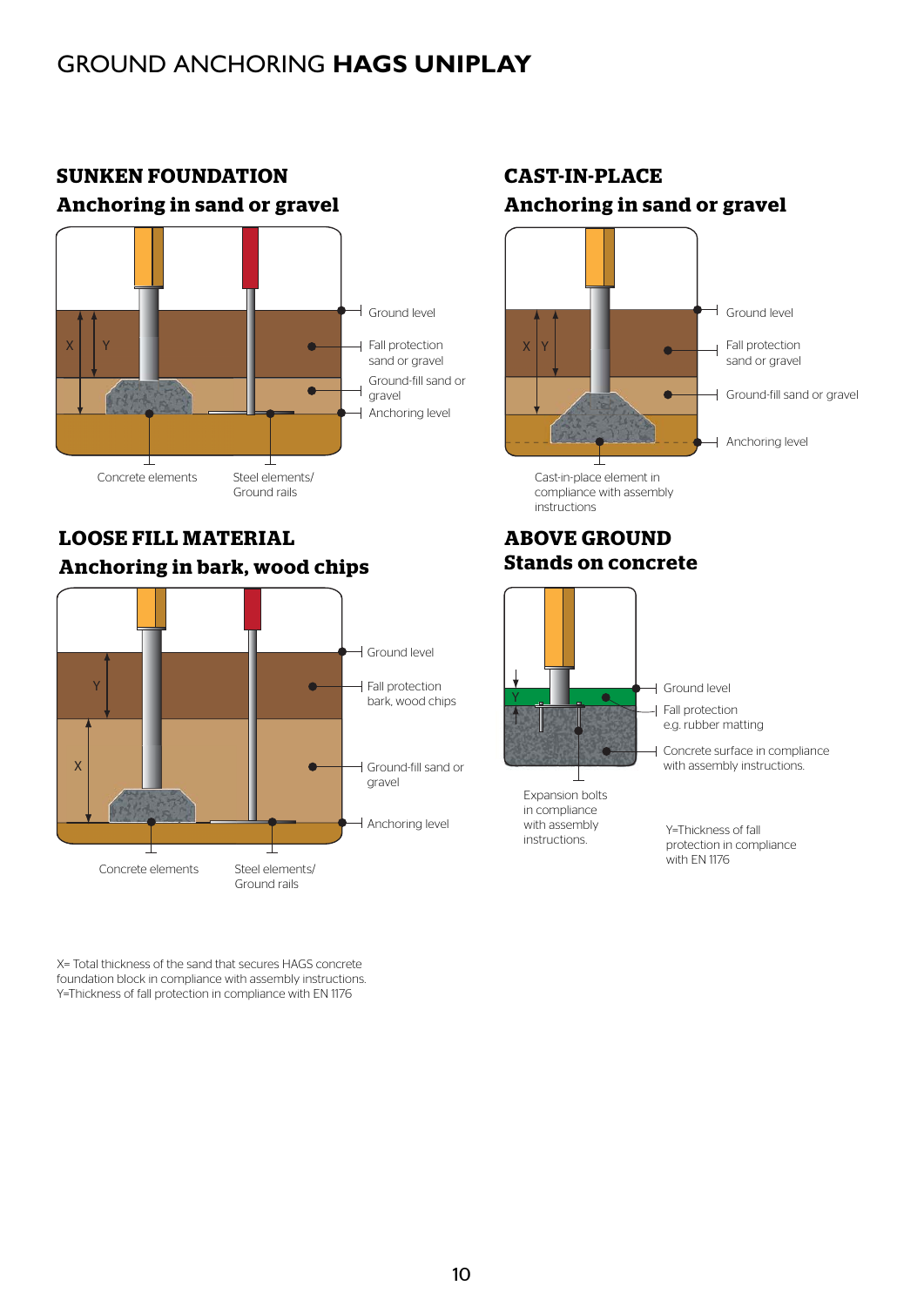# GROUND ANCHORING **HAGS UNIPLAY**

## SUNKEN FOUNDATION
### Anchoring in sand or gravel

X Y

Ground level

Fall protection sand or gravel

Ground-fill sand or gravel

Anchoring level

Concrete elements

Steel elements/ Ground rails

## CAST-IN-PLACE
### Anchoring in sand or gravel

X Y

Ground level

Fall protection sand or gravel

Ground-fill sand or gravel

Anchoring level

Cast-in-place element in compliance with assembly instructions

## LOOSE FILL MATERIAL
### Anchoring in bark, wood chips

Y X

Ground level

Fall protection bark, wood chips

Ground-fill sand or gravel

Anchoring level

Concrete elements

Steel elements/ Ground rails

## ABOVE GROUND
### Stands on concrete

Y

Ground level

Fall protection e.g. rubber matting

Concrete surface in compliance with assembly instructions.

Expansion bolts in compliance with assembly instructions.

Y=Thickness of fall protection in compliance with EN 1176

X= Total thickness of the sand that secures HAGS concrete foundation block in compliance with assembly instructions.
Y=Thickness of fall protection in compliance with EN 1176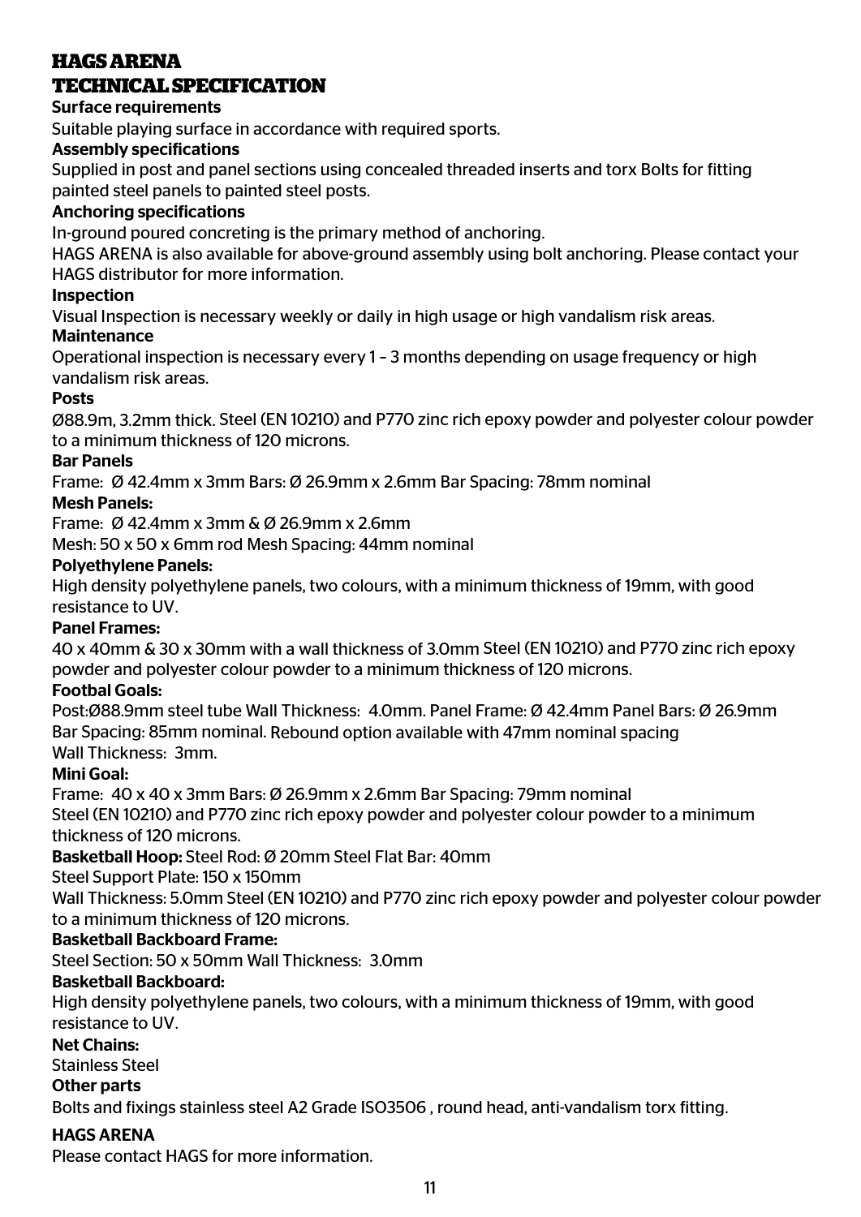# HAGS ARENA
# TECHNICAL SPECIFICATION

**Surface requirements**

Suitable playing surface in accordance with required sports.

**Assembly specifications**

Supplied in post and panel sections using concealed threaded inserts and torx Bolts for fitting painted steel panels to painted steel posts.

**Anchoring specifications**

In-ground poured concreting is the primary method of anchoring.

HAGS ARENA is also available for above-ground assembly using bolt anchoring. Please contact your HAGS distributor for more information.

**Inspection**

Visual Inspection is necessary weekly or daily in high usage or high vandalism risk areas.

**Maintenance**

Operational inspection is necessary every 1 – 3 months depending on usage frequency or high vandalism risk areas.

**Posts**

Ø88.9m, 3.2mm thick. Steel (EN 10210) and P770 zinc rich epoxy powder and polyester colour powder to a minimum thickness of 120 microns.

**Bar Panels**

Frame: Ø 42.4mm x 3mm Bars: Ø 26.9mm x 2.6mm Bar Spacing: 78mm nominal

**Mesh Panels:**

Frame: Ø 42.4mm x 3mm & Ø 26.9mm x 2.6mm

Mesh: 50 x 50 x 6mm rod Mesh Spacing: 44mm nominal

**Polyethylene Panels:**

High density polyethylene panels, two colours, with a minimum thickness of 19mm, with good resistance to UV.

**Panel Frames:**

40 x 40mm & 30 x 30mm with a wall thickness of 3.0mm Steel (EN 10210) and P770 zinc rich epoxy powder and polyester colour powder to a minimum thickness of 120 microns.

**Footbal Goals:**

Post:Ø88.9mm steel tube Wall Thickness: 4.0mm. Panel Frame: Ø 42.4mm Panel Bars: Ø 26.9mm Bar Spacing: 85mm nominal. Rebound option available with 47mm nominal spacing

Wall Thickness: 3mm.

**Mini Goal:**

Frame: 40 x 40 x 3mm Bars: Ø 26.9mm x 2.6mm Bar Spacing: 79mm nominal

Steel (EN 10210) and P770 zinc rich epoxy powder and polyester colour powder to a minimum thickness of 120 microns.

**Basketball Hoop:** Steel Rod: Ø 20mm Steel Flat Bar: 40mm

Steel Support Plate: 150 x 150mm

Wall Thickness: 5.0mm Steel (EN 10210) and P770 zinc rich epoxy powder and polyester colour powder to a minimum thickness of 120 microns.

**Basketball Backboard Frame:**

Steel Section: 50 x 50mm Wall Thickness: 3.0mm

**Basketball Backboard:**

High density polyethylene panels, two colours, with a minimum thickness of 19mm, with good resistance to UV.

**Net Chains:**

Stainless Steel

**Other parts**

Bolts and fixings stainless steel A2 Grade ISO3506 , round head, anti-vandalism torx fitting.

**HAGS ARENA**

Please contact HAGS for more information.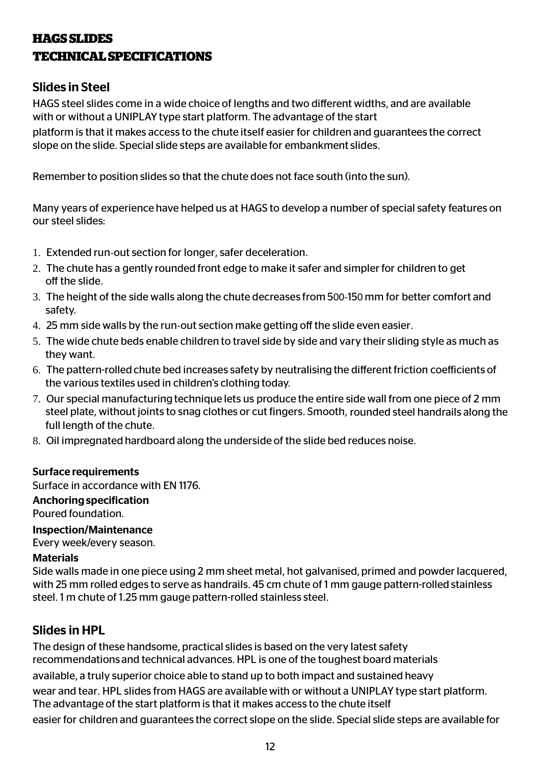# HAGS SLIDES
# TECHNICAL SPECIFICATIONS

## Slides in Steel

HAGS steel slides come in a wide choice of lengths and two different widths, and are available with or without a UNIPLAY type start platform. The advantage of the start platform is that it makes access to the chute itself easier for children and guarantees the correct slope on the slide. Special slide steps are available for embankment slides.

Remember to position slides so that the chute does not face south (into the sun).

Many years of experience have helped us at HAGS to develop a number of special safety features on our steel slides:

1. Extended run-out section for longer, safer deceleration.
2. The chute has a gently rounded front edge to make it safer and simpler for children to get off the slide.
3. The height of the side walls along the chute decreases from 500-150 mm for better comfort and safety.
4. 25 mm side walls by the run-out section make getting off the slide even easier.
5. The wide chute beds enable children to travel side by side and vary their sliding style as much as they want.
6. The pattern-rolled chute bed increases safety by neutralising the different friction coefficients of the various textiles used in children's clothing today.
7. Our special manufacturing technique lets us produce the entire side wall from one piece of 2 mm steel plate, without joints to snag clothes or cut fingers. Smooth, rounded steel handrails along the full length of the chute.
8. Oil impregnated hardboard along the underside of the slide bed reduces noise.

**Surface requirements**
Surface in accordance with EN 1176.

**Anchoring specification**
Poured foundation.

**Inspection/Maintenance**
Every week/every season.

**Materials**
Side walls made in one piece using 2 mm sheet metal, hot galvanised, primed and powder lacquered, with 25 mm rolled edges to serve as handrails. 45 cm chute of 1 mm gauge pattern-rolled stainless steel. 1 m chute of 1.25 mm gauge pattern-rolled stainless steel.

## Slides in HPL

The design of these handsome, practical slides is based on the very latest safety recommendations and technical advances. HPL is one of the toughest board materials available, a truly superior choice able to stand up to both impact and sustained heavy wear and tear. HPL slides from HAGS are available with or without a UNIPLAY type start platform. The advantage of the start platform is that it makes access to the chute itself easier for children and guarantees the correct slope on the slide. Special slide steps are available for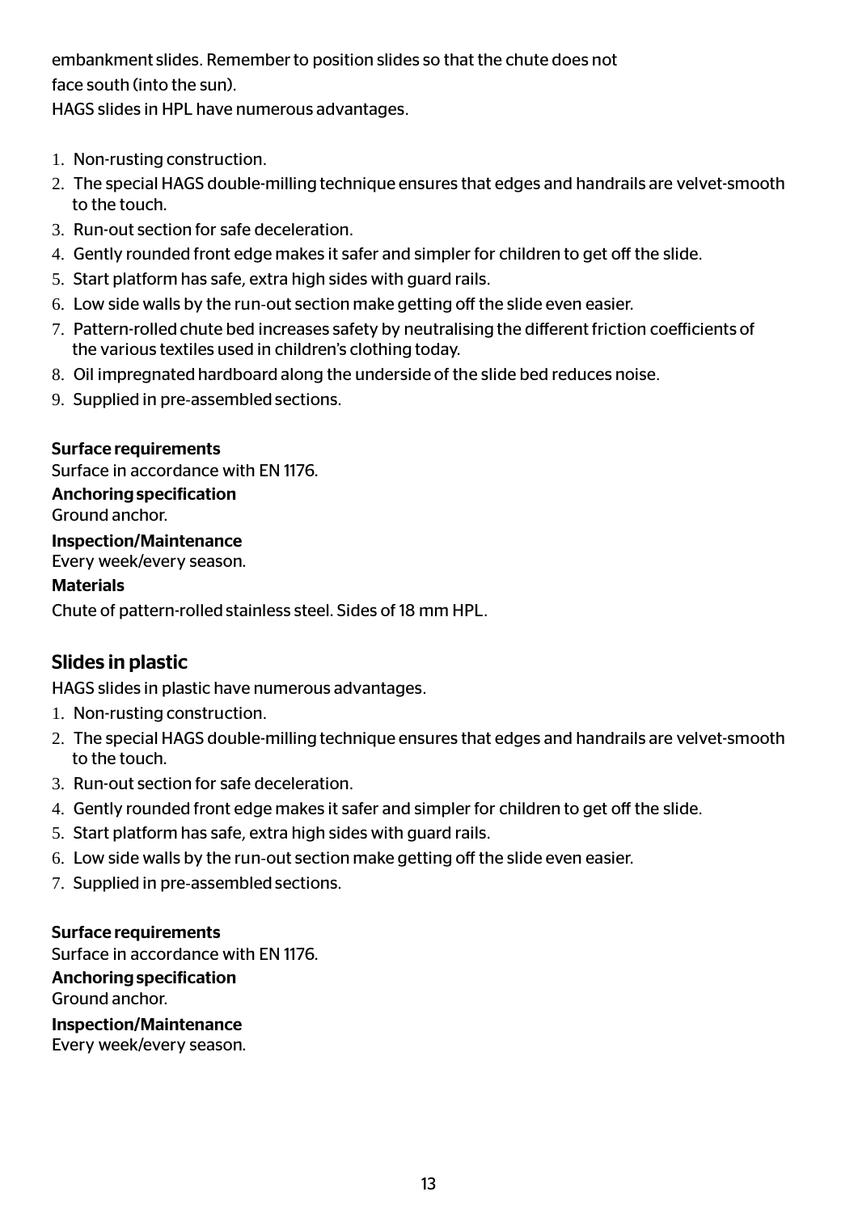embankment slides. Remember to position slides so that the chute does not
face south (into the sun).
HAGS slides in HPL have numerous advantages.

1. Non-rusting construction.
2. The special HAGS double-milling technique ensures that edges and handrails are velvet-smooth to the touch.
3. Run-out section for safe deceleration.
4. Gently rounded front edge makes it safer and simpler for children to get off the slide.
5. Start platform has safe, extra high sides with guard rails.
6. Low side walls by the run-out section make getting off the slide even easier.
7. Pattern-rolled chute bed increases safety by neutralising the different friction coefficients of the various textiles used in children's clothing today.
8. Oil impregnated hardboard along the underside of the slide bed reduces noise.
9. Supplied in pre-assembled sections.

**Surface requirements**
Surface in accordance with EN 1176.
**Anchoring specification**
Ground anchor.
**Inspection/Maintenance**
Every week/every season.
**Materials**
Chute of pattern-rolled stainless steel. Sides of 18 mm HPL.

## Slides in plastic

HAGS slides in plastic have numerous advantages.

1. Non-rusting construction.
2. The special HAGS double-milling technique ensures that edges and handrails are velvet-smooth to the touch.
3. Run-out section for safe deceleration.
4. Gently rounded front edge makes it safer and simpler for children to get off the slide.
5. Start platform has safe, extra high sides with guard rails.
6. Low side walls by the run-out section make getting off the slide even easier.
7. Supplied in pre-assembled sections.

**Surface requirements**
Surface in accordance with EN 1176.
**Anchoring specification**
Ground anchor.
**Inspection/Maintenance**
Every week/every season.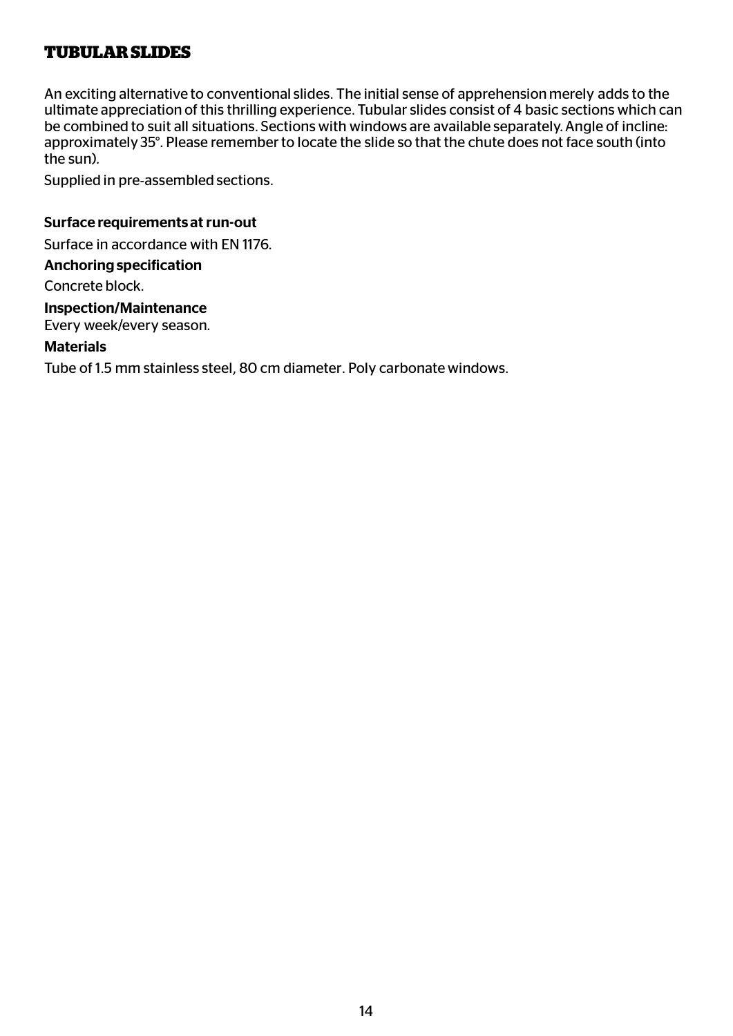# TUBULAR SLIDES

An exciting alternative to conventional slides. The initial sense of apprehension merely adds to the ultimate appreciation of this thrilling experience. Tubular slides consist of 4 basic sections which can be combined to suit all situations. Sections with windows are available separately. Angle of incline: approximately 35°. Please remember to locate the slide so that the chute does not face south (into the sun).

Supplied in pre-assembled sections.

**Surface requirements at run-out**

Surface in accordance with EN 1176.

**Anchoring specification**

Concrete block.

**Inspection/Maintenance**

Every week/every season.

**Materials**

Tube of 1.5 mm stainless steel, 80 cm diameter. Poly carbonate windows.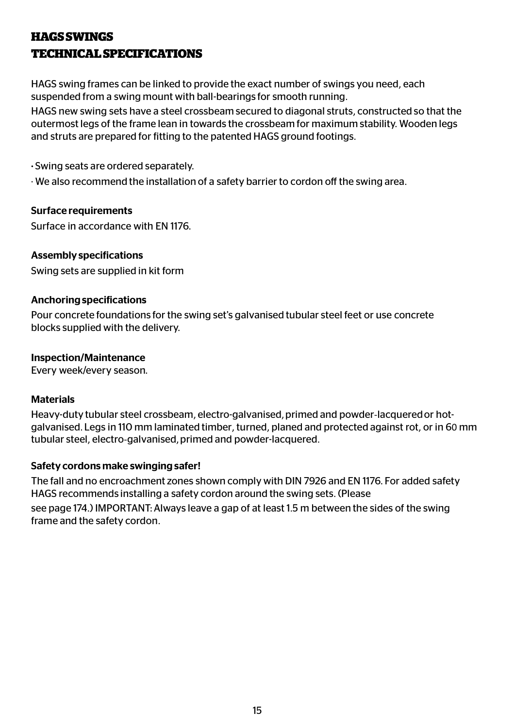# HAGS SWINGS
# TECHNICAL SPECIFICATIONS

HAGS swing frames can be linked to provide the exact number of swings you need, each suspended from a swing mount with ball-bearings for smooth running.

HAGS new swing sets have a steel crossbeam secured to diagonal struts, constructed so that the outermost legs of the frame lean in towards the crossbeam for maximum stability. Wooden legs and struts are prepared for fitting to the patented HAGS ground footings.

- Swing seats are ordered separately.
- We also recommend the installation of a safety barrier to cordon off the swing area.

### Surface requirements

Surface in accordance with EN 1176.

### Assembly specifications

Swing sets are supplied in kit form

### Anchoring specifications

Pour concrete foundations for the swing set's galvanised tubular steel feet or use concrete blocks supplied with the delivery.

### Inspection/Maintenance

Every week/every season.

### Materials

Heavy-duty tubular steel crossbeam, electro-galvanised, primed and powder-lacquered or hot-galvanised. Legs in 110 mm laminated timber, turned, planed and protected against rot, or in 60 mm tubular steel, electro-galvanised, primed and powder-lacquered.

### Safety cordons make swinging safer!

The fall and no encroachment zones shown comply with DIN 7926 and EN 1176. For added safety HAGS recommends installing a safety cordon around the swing sets. (Please see page 174.) IMPORTANT: Always leave a gap of at least 1.5 m between the sides of the swing frame and the safety cordon.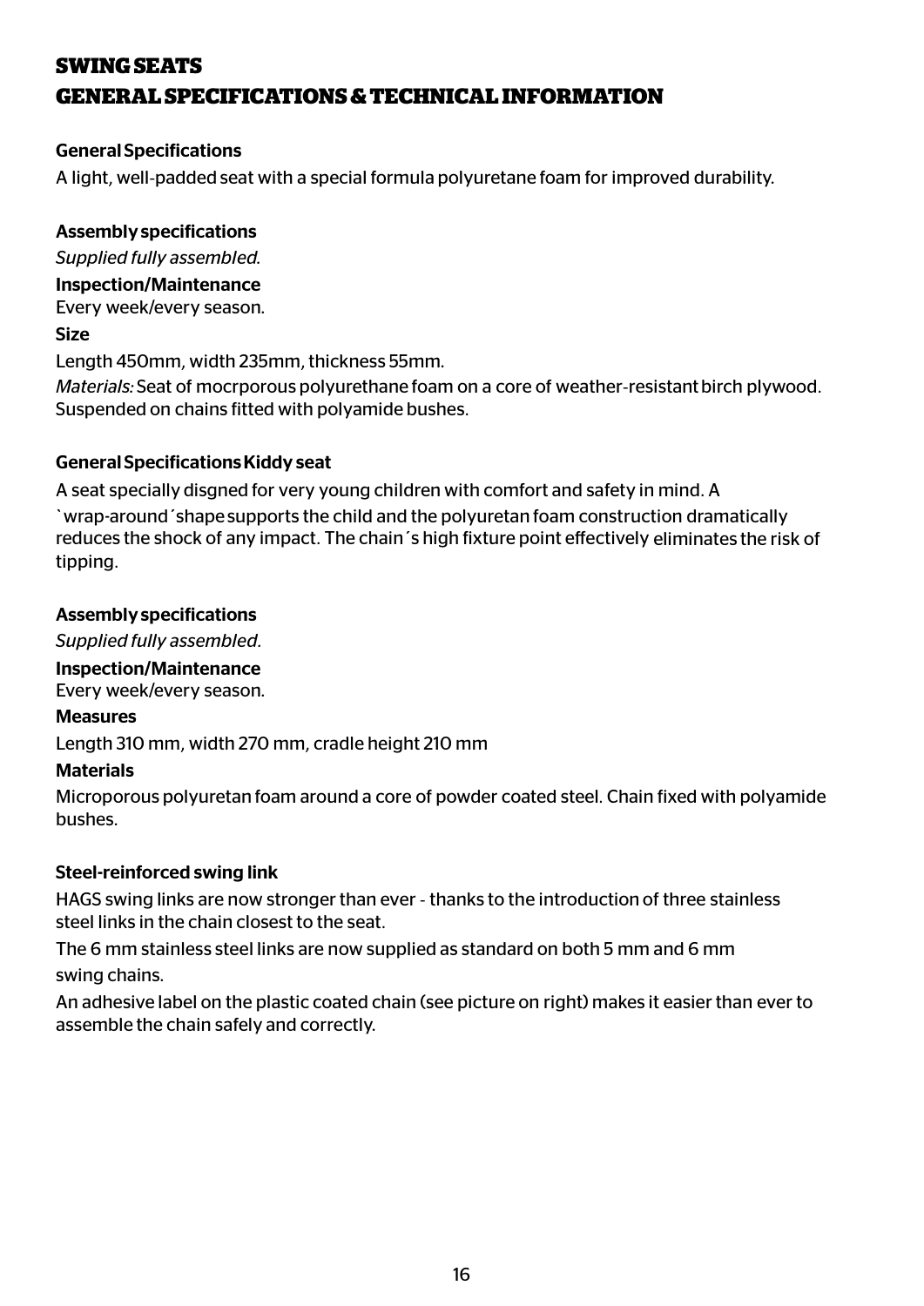# SWING SEATS
# GENERAL SPECIFICATIONS & TECHNICAL INFORMATION

**General Specifications**

A light, well-padded seat with a special formula polyuretane foam for improved durability.

**Assembly specifications**

*Supplied fully assembled.*

**Inspection/Maintenance**

Every week/every season.

**Size**

Length 450mm, width 235mm, thickness 55mm.

*Materials:* Seat of mocrporous polyurethane foam on a core of weather-resistant birch plywood. Suspended on chains fitted with polyamide bushes.

**General Specifications Kiddy seat**

A seat specially disgned for very young children with comfort and safety in mind. A `wrap-around´shape supports the child and the polyuretan foam construction dramatically reduces the shock of any impact. The chain´s high fixture point effectively eliminates the risk of tipping.

**Assembly specifications**

*Supplied fully assembled.*

**Inspection/Maintenance**

Every week/every season.

**Measures**

Length 310 mm, width 270 mm, cradle height 210 mm

**Materials**

Microporous polyuretan foam around a core of powder coated steel. Chain fixed with polyamide bushes.

**Steel-reinforced swing link**

HAGS swing links are now stronger than ever - thanks to the introduction of three stainless steel links in the chain closest to the seat.

The 6 mm stainless steel links are now supplied as standard on both 5 mm and 6 mm swing chains.

An adhesive label on the plastic coated chain (see picture on right) makes it easier than ever to assemble the chain safely and correctly.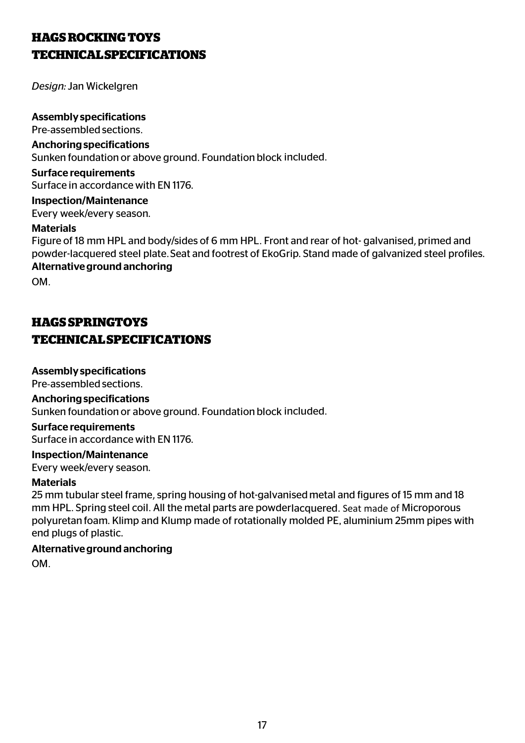# HAGS ROCKING TOYS TECHNICAL SPECIFICATIONS

*Design:* Jan Wickelgren

**Assembly specifications**
Pre-assembled sections.

**Anchoring specifications**
Sunken foundation or above ground. Foundation block included.

**Surface requirements**
Surface in accordance with EN 1176.

**Inspection/Maintenance**
Every week/every season.

**Materials**
Figure of 18 mm HPL and body/sides of 6 mm HPL. Front and rear of hot- galvanised, primed and powder-lacquered steel plate. Seat and footrest of EkoGrip. Stand made of galvanized steel profiles.

**Alternative ground anchoring**
OM.

# HAGS SPRINGTOYS TECHNICAL SPECIFICATIONS

**Assembly specifications**
Pre-assembled sections.

**Anchoring specifications**
Sunken foundation or above ground. Foundation block included.

**Surface requirements**
Surface in accordance with EN 1176.

**Inspection/Maintenance**
Every week/every season.

**Materials**
25 mm tubular steel frame, spring housing of hot-galvanised metal and figures of 15 mm and 18 mm HPL. Spring steel coil. All the metal parts are powderlacquered. Seat made of Microporous polyuretan foam. Klimp and Klump made of rotationally molded PE, aluminium 25mm pipes with end plugs of plastic.

**Alternative ground anchoring**
OM.